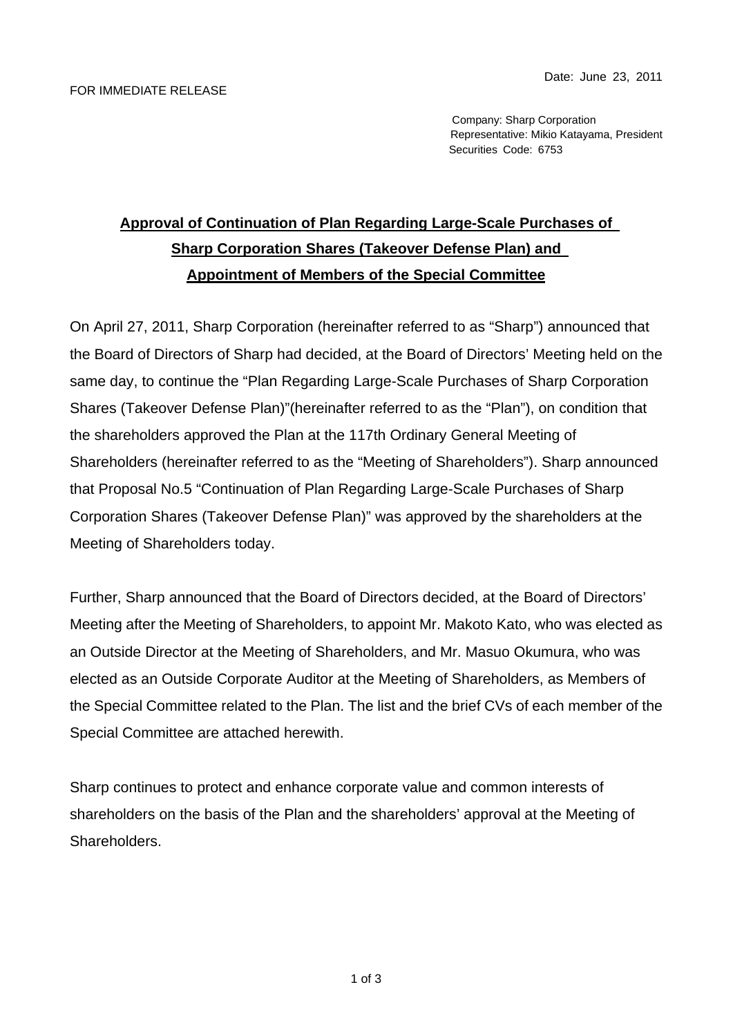Date: June 23, 2011

FOR IMMEDIATE RELEASE

Company: Sharp Corporation
Representative: Mikio Katayama, President
Securities Code: 6753

# Approval of Continuation of Plan Regarding Large-Scale Purchases of Sharp Corporation Shares (Takeover Defense Plan) and Appointment of Members of the Special Committee

On April 27, 2011, Sharp Corporation (hereinafter referred to as "Sharp") announced that the Board of Directors of Sharp had decided, at the Board of Directors' Meeting held on the same day, to continue the "Plan Regarding Large-Scale Purchases of Sharp Corporation Shares (Takeover Defense Plan)"(hereinafter referred to as the "Plan"), on condition that the shareholders approved the Plan at the 117th Ordinary General Meeting of Shareholders (hereinafter referred to as the "Meeting of Shareholders"). Sharp announced that Proposal No.5 "Continuation of Plan Regarding Large-Scale Purchases of Sharp Corporation Shares (Takeover Defense Plan)" was approved by the shareholders at the Meeting of Shareholders today.

Further, Sharp announced that the Board of Directors decided, at the Board of Directors' Meeting after the Meeting of Shareholders, to appoint Mr. Makoto Kato, who was elected as an Outside Director at the Meeting of Shareholders, and Mr. Masuo Okumura, who was elected as an Outside Corporate Auditor at the Meeting of Shareholders, as Members of the Special Committee related to the Plan. The list and the brief CVs of each member of the Special Committee are attached herewith.

Sharp continues to protect and enhance corporate value and common interests of shareholders on the basis of the Plan and the shareholders' approval at the Meeting of Shareholders.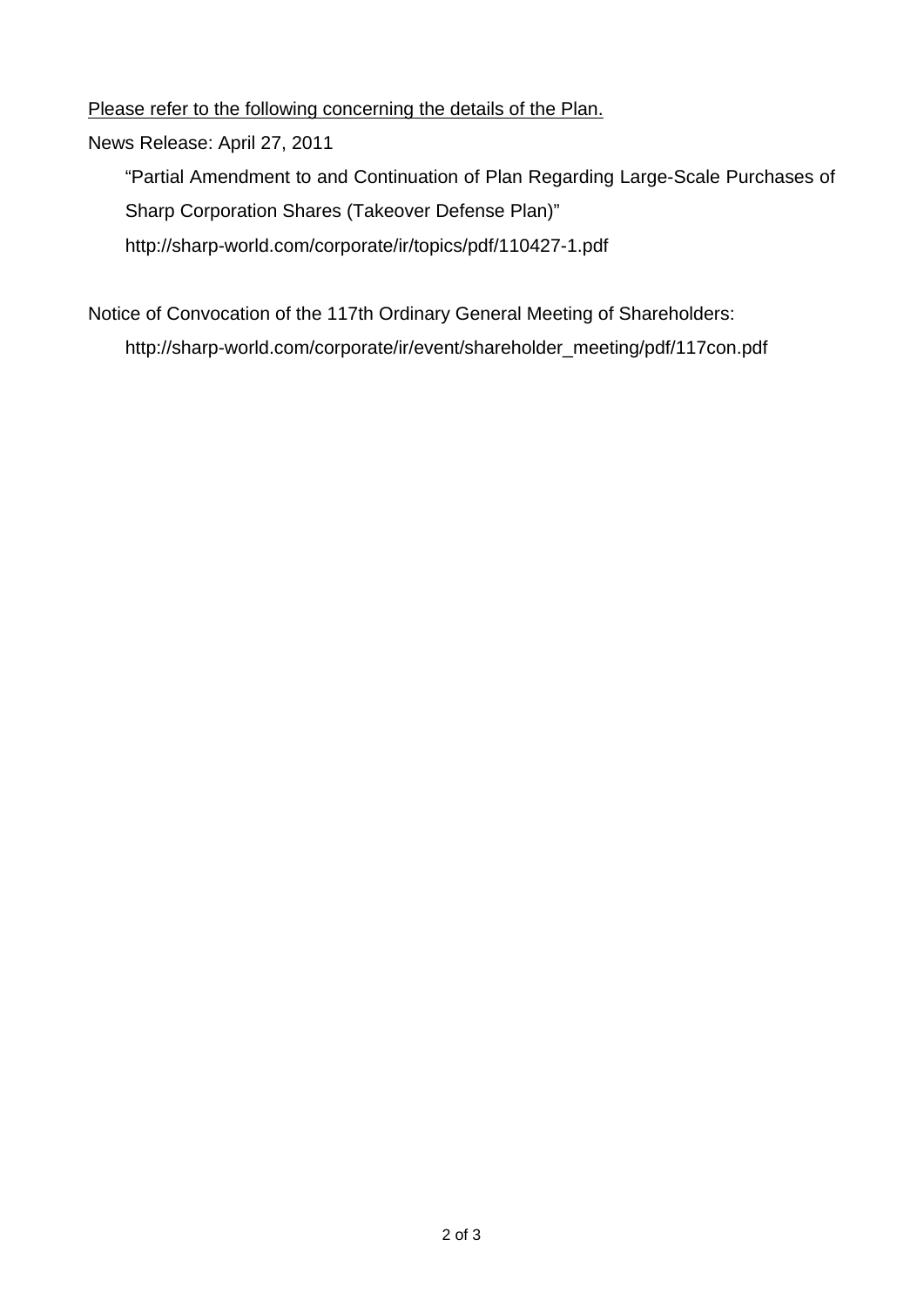<u>Please refer to the following concerning the details of the Plan.</u>

News Release: April 27, 2011

“Partial Amendment to and Continuation of Plan Regarding Large-Scale Purchases of Sharp Corporation Shares (Takeover Defense Plan)”

http://sharp-world.com/corporate/ir/topics/pdf/110427-1.pdf

Notice of Convocation of the 117th Ordinary General Meeting of Shareholders:

http://sharp-world.com/corporate/ir/event/shareholder_meeting/pdf/117con.pdf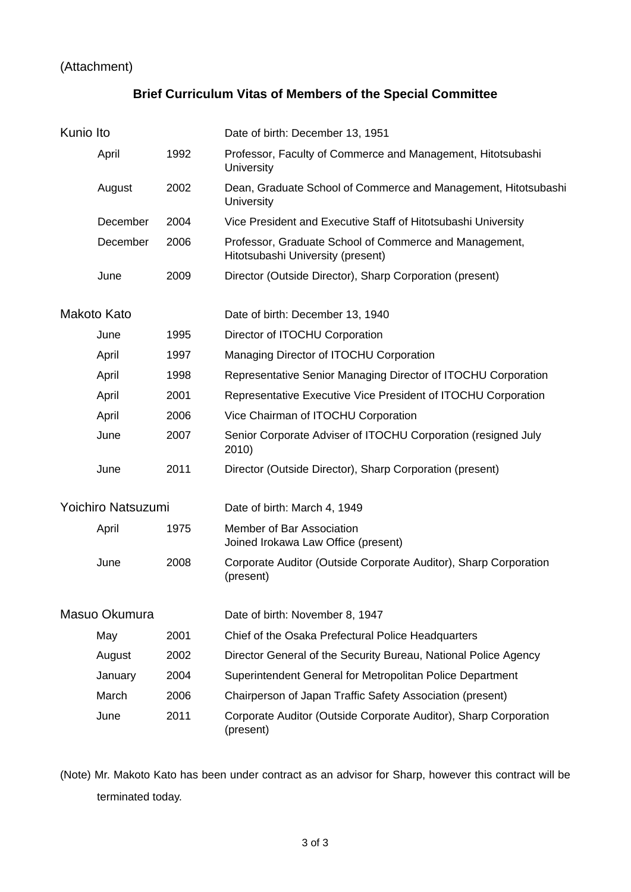(Attachment)

## Brief Curriculum Vitas of Members of the Special Committee

**Kunio Ito** — Date of birth: December 13, 1951

| | | |
|---|---|---|
| April | 1992 | Professor, Faculty of Commerce and Management, Hitotsubashi University |
| August | 2002 | Dean, Graduate School of Commerce and Management, Hitotsubashi University |
| December | 2004 | Vice President and Executive Staff of Hitotsubashi University |
| December | 2006 | Professor, Graduate School of Commerce and Management, Hitotsubashi University (present) |
| June | 2009 | Director (Outside Director), Sharp Corporation (present) |

**Makoto Kato** — Date of birth: December 13, 1940

| | | |
|---|---|---|
| June | 1995 | Director of ITOCHU Corporation |
| April | 1997 | Managing Director of ITOCHU Corporation |
| April | 1998 | Representative Senior Managing Director of ITOCHU Corporation |
| April | 2001 | Representative Executive Vice President of ITOCHU Corporation |
| April | 2006 | Vice Chairman of ITOCHU Corporation |
| June | 2007 | Senior Corporate Adviser of ITOCHU Corporation (resigned July 2010) |
| June | 2011 | Director (Outside Director), Sharp Corporation (present) |

**Yoichiro Natsuzumi** — Date of birth: March 4, 1949

| | | |
|---|---|---|
| April | 1975 | Member of Bar Association<br>Joined Irokawa Law Office (present) |
| June | 2008 | Corporate Auditor (Outside Corporate Auditor), Sharp Corporation (present) |

**Masuo Okumura** — Date of birth: November 8, 1947

| | | |
|---|---|---|
| May | 2001 | Chief of the Osaka Prefectural Police Headquarters |
| August | 2002 | Director General of the Security Bureau, National Police Agency |
| January | 2004 | Superintendent General for Metropolitan Police Department |
| March | 2006 | Chairperson of Japan Traffic Safety Association (present) |
| June | 2011 | Corporate Auditor (Outside Corporate Auditor), Sharp Corporation (present) |

(Note) Mr. Makoto Kato has been under contract as an advisor for Sharp, however this contract will be terminated today.